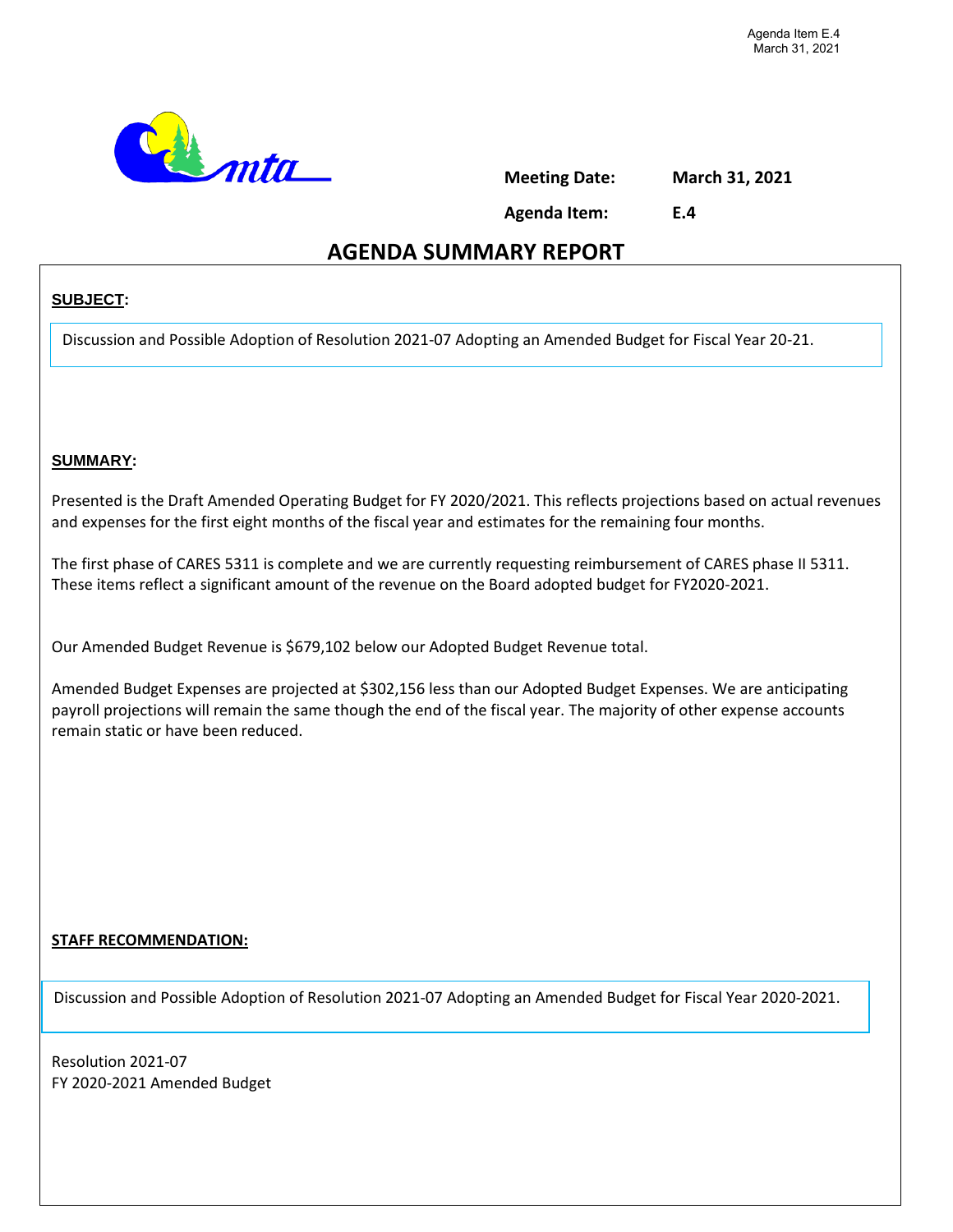Agenda Item E.4
March 31, 2021

**Meeting Date:** March 31, 2021

**Agenda Item:** E.4

# AGENDA SUMMARY REPORT

**SUBJECT:**

Discussion and Possible Adoption of Resolution 2021-07 Adopting an Amended Budget for Fiscal Year 20-21.

**SUMMARY:**

Presented is the Draft Amended Operating Budget for FY 2020/2021. This reflects projections based on actual revenues and expenses for the first eight months of the fiscal year and estimates for the remaining four months.

The first phase of CARES 5311 is complete and we are currently requesting reimbursement of CARES phase II 5311. These items reflect a significant amount of the revenue on the Board adopted budget for FY2020-2021.

Our Amended Budget Revenue is $679,102 below our Adopted Budget Revenue total.

Amended Budget Expenses are projected at $302,156 less than our Adopted Budget Expenses. We are anticipating payroll projections will remain the same though the end of the fiscal year. The majority of other expense accounts remain static or have been reduced.

**STAFF RECOMMENDATION:**

Discussion and Possible Adoption of Resolution 2021-07 Adopting an Amended Budget for Fiscal Year 2020-2021.

Resolution 2021-07
FY 2020-2021 Amended Budget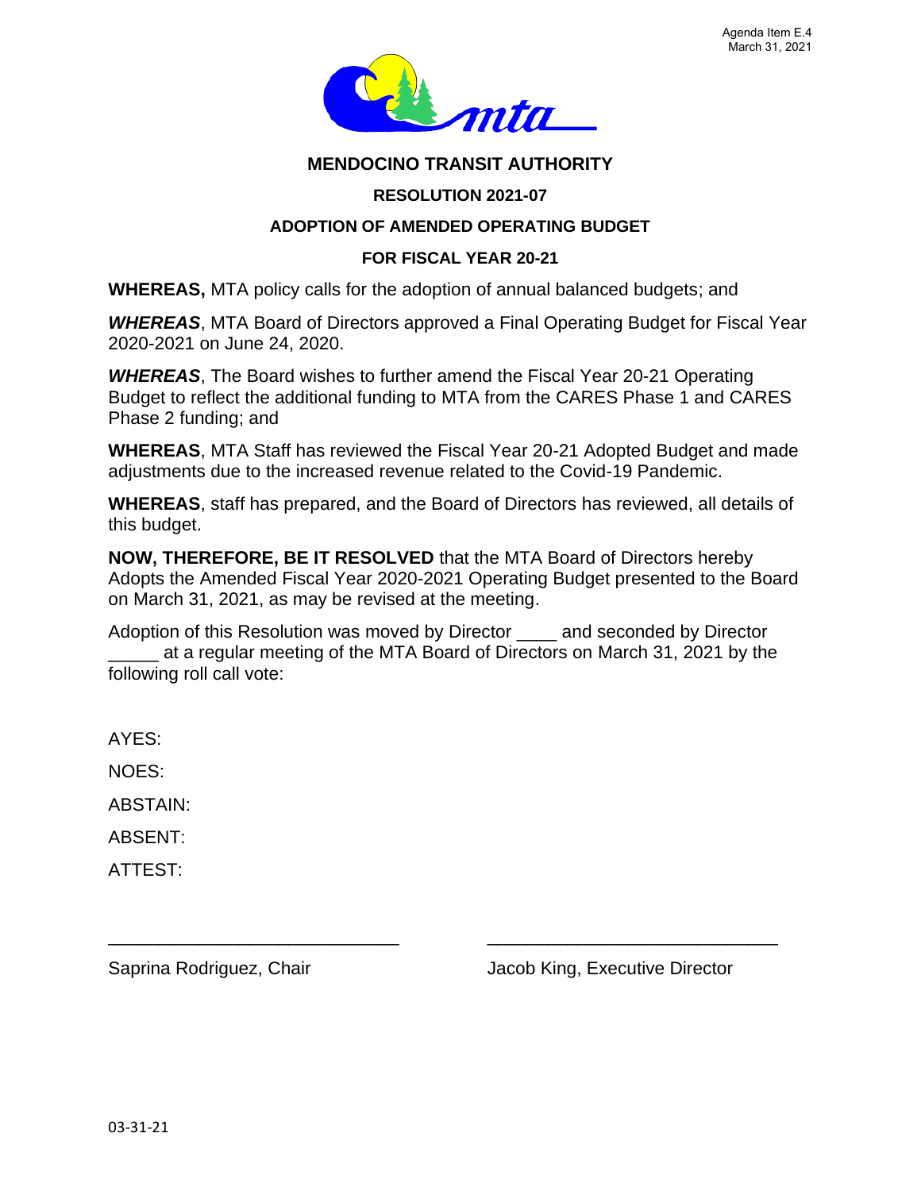Agenda Item E.4
March 31, 2021

**MENDOCINO TRANSIT AUTHORITY**

**RESOLUTION 2021-07**

**ADOPTION OF AMENDED OPERATING BUDGET**

**FOR FISCAL YEAR 20-21**

**WHEREAS,** MTA policy calls for the adoption of annual balanced budgets; and

***WHEREAS***, MTA Board of Directors approved a Final Operating Budget for Fiscal Year 2020-2021 on June 24, 2020.

***WHEREAS***, The Board wishes to further amend the Fiscal Year 20-21 Operating Budget to reflect the additional funding to MTA from the CARES Phase 1 and CARES Phase 2 funding; and

**WHEREAS**, MTA Staff has reviewed the Fiscal Year 20-21 Adopted Budget and made adjustments due to the increased revenue related to the Covid-19 Pandemic.

**WHEREAS**, staff has prepared, and the Board of Directors has reviewed, all details of this budget.

**NOW, THEREFORE, BE IT RESOLVED** that the MTA Board of Directors hereby Adopts the Amended Fiscal Year 2020-2021 Operating Budget presented to the Board on March 31, 2021, as may be revised at the meeting.

Adoption of this Resolution was moved by Director ____ and seconded by Director _____ at a regular meeting of the MTA Board of Directors on March 31, 2021 by the following roll call vote:

AYES:

NOES:

ABSTAIN:

ABSENT:

ATTEST:

_____________________________ _____________________________

Saprina Rodriguez, Chair Jacob King, Executive Director

03-31-21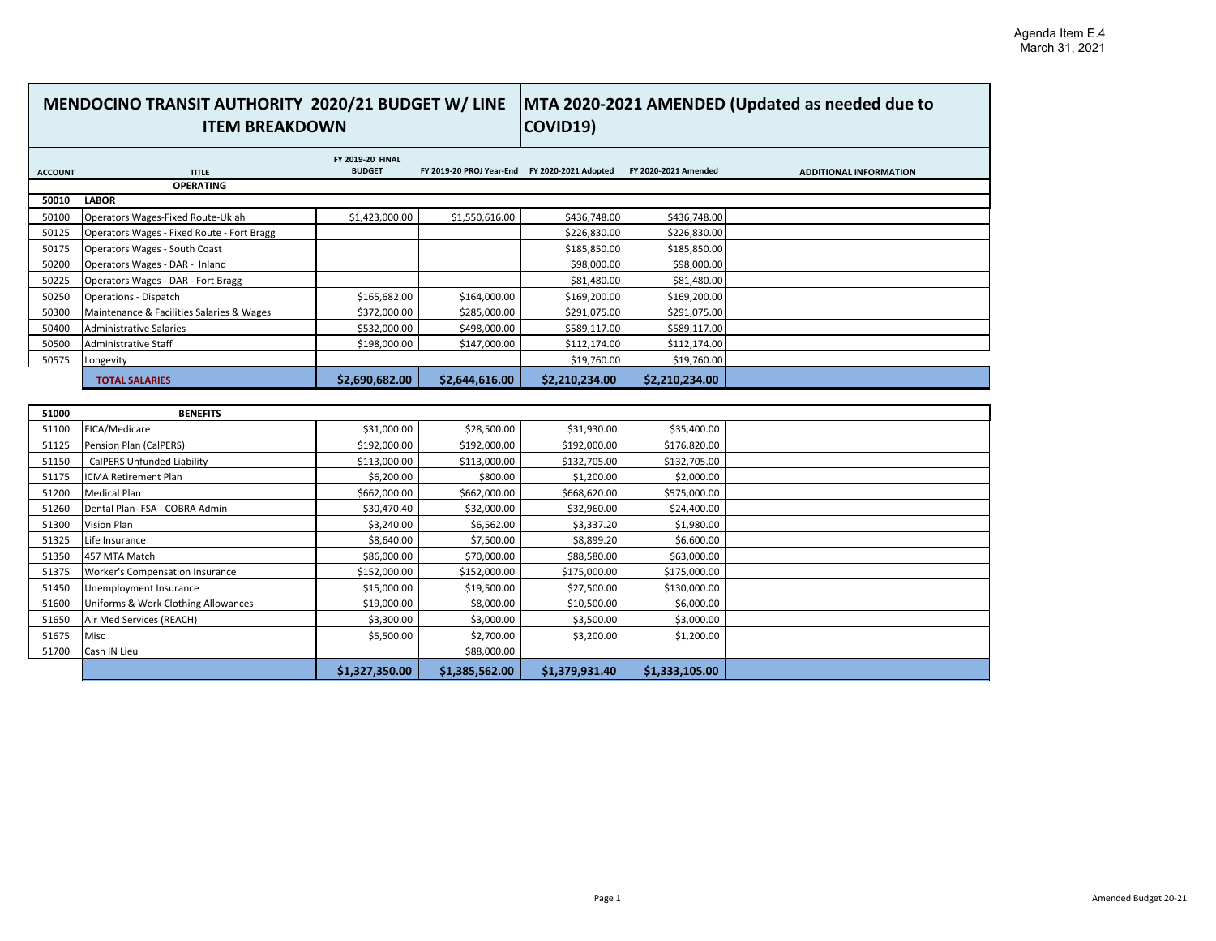Agenda Item E.4
March 31, 2021

## MENDOCINO TRANSIT AUTHORITY 2020/21 BUDGET W/ LINE ITEM BREAKDOWN

## MTA 2020-2021 AMENDED (Updated as needed due to COVID19)

| ACCOUNT | TITLE | FY 2019-20 FINAL BUDGET | FY 2019-20 PROJ Year-End | FY 2020-2021 Adopted | FY 2020-2021 Amended | ADDITIONAL INFORMATION |
|---|---|---|---|---|---|---|
| | **OPERATING** | | | | | |
| **50010** | **LABOR** | | | | | |
| 50100 | Operators Wages-Fixed Route-Ukiah | $1,423,000.00 | $1,550,616.00 | $436,748.00 | $436,748.00 | |
| 50125 | Operators Wages - Fixed Route - Fort Bragg | | | $226,830.00 | $226,830.00 | |
| 50175 | Operators Wages - South Coast | | | $185,850.00 | $185,850.00 | |
| 50200 | Operators Wages - DAR - Inland | | | $98,000.00 | $98,000.00 | |
| 50225 | Operators Wages - DAR - Fort Bragg | | | $81,480.00 | $81,480.00 | |
| 50250 | Operations - Dispatch | $165,682.00 | $164,000.00 | $169,200.00 | $169,200.00 | |
| 50300 | Maintenance & Facilities Salaries & Wages | $372,000.00 | $285,000.00 | $291,075.00 | $291,075.00 | |
| 50400 | Administrative Salaries | $532,000.00 | $498,000.00 | $589,117.00 | $589,117.00 | |
| 50500 | Administrative Staff | $198,000.00 | $147,000.00 | $112,174.00 | $112,174.00 | |
| 50575 | Longevity | | | $19,760.00 | $19,760.00 | |
| | **TOTAL SALARIES** | **$2,690,682.00** | **$2,644,616.00** | **$2,210,234.00** | **$2,210,234.00** | |

| ACCOUNT | TITLE | FY 2019-20 FINAL BUDGET | FY 2019-20 PROJ Year-End | FY 2020-2021 Adopted | FY 2020-2021 Amended | ADDITIONAL INFORMATION |
|---|---|---|---|---|---|---|
| **51000** | **BENEFITS** | | | | | |
| 51100 | FICA/Medicare | $31,000.00 | $28,500.00 | $31,930.00 | $35,400.00 | |
| 51125 | Pension Plan (CalPERS) | $192,000.00 | $192,000.00 | $192,000.00 | $176,820.00 | |
| 51150 | CalPERS Unfunded Liability | $113,000.00 | $113,000.00 | $132,705.00 | $132,705.00 | |
| 51175 | ICMA Retirement Plan | $6,200.00 | $800.00 | $1,200.00 | $2,000.00 | |
| 51200 | Medical Plan | $662,000.00 | $662,000.00 | $668,620.00 | $575,000.00 | |
| 51260 | Dental Plan- FSA - COBRA Admin | $30,470.40 | $32,000.00 | $32,960.00 | $24,400.00 | |
| 51300 | Vision Plan | $3,240.00 | $6,562.00 | $3,337.20 | $1,980.00 | |
| 51325 | Life Insurance | $8,640.00 | $7,500.00 | $8,899.20 | $6,600.00 | |
| 51350 | 457 MTA Match | $86,000.00 | $70,000.00 | $88,580.00 | $63,000.00 | |
| 51375 | Worker's Compensation Insurance | $152,000.00 | $152,000.00 | $175,000.00 | $175,000.00 | |
| 51450 | Unemployment Insurance | $15,000.00 | $19,500.00 | $27,500.00 | $130,000.00 | |
| 51600 | Uniforms & Work Clothing Allowances | $19,000.00 | $8,000.00 | $10,500.00 | $6,000.00 | |
| 51650 | Air Med Services (REACH) | $3,300.00 | $3,000.00 | $3,500.00 | $3,000.00 | |
| 51675 | Misc . | $5,500.00 | $2,700.00 | $3,200.00 | $1,200.00 | |
| 51700 | Cash IN Lieu | | $88,000.00 | | | |
| | | **$1,327,350.00** | **$1,385,562.00** | **$1,379,931.40** | **$1,333,105.00** | |

Amended Budget 20-21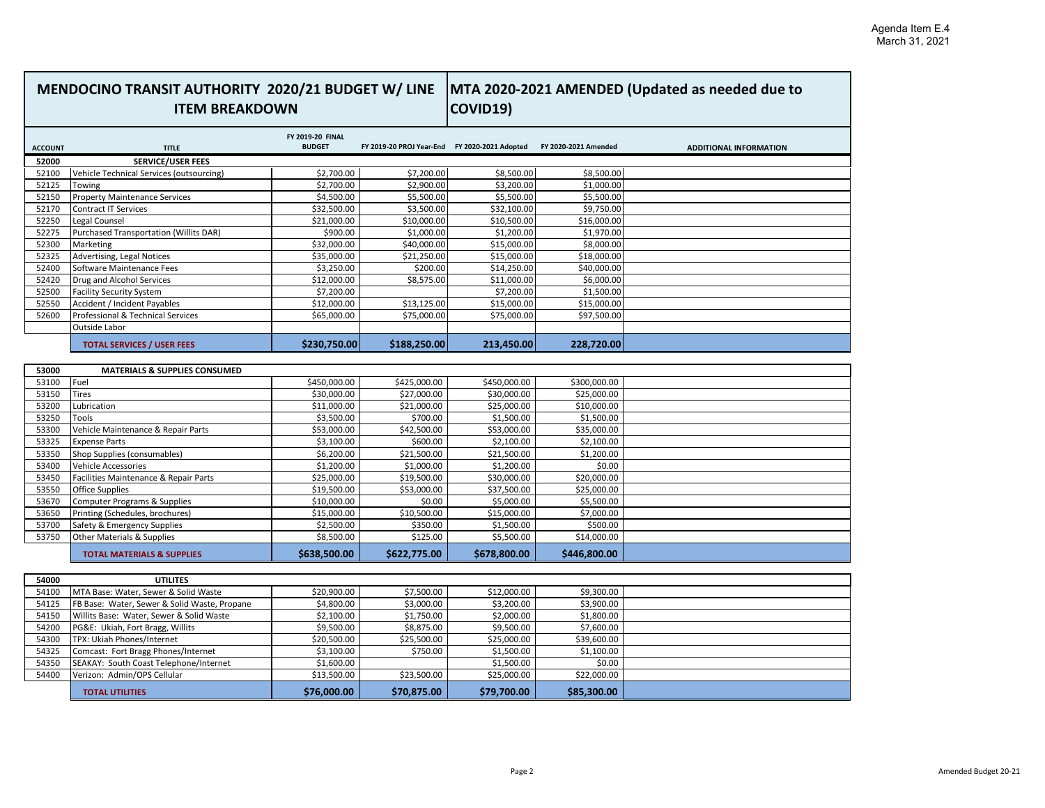Agenda Item E.4
March 31, 2021

# MENDOCINO TRANSIT AUTHORITY 2020/21 BUDGET W/ LINE ITEM BREAKDOWN

# MTA 2020-2021 AMENDED (Updated as needed due to COVID19)

| ACCOUNT | TITLE | FY 2019-20 FINAL BUDGET | FY 2019-20 PROJ Year-End | FY 2020-2021 Adopted | FY 2020-2021 Amended | ADDITIONAL INFORMATION |
|---|---|---|---|---|---|---|
| 52000 | SERVICE/USER FEES | | | | | |
| 52100 | Vehicle Technical Services (outsourcing) | $2,700.00 | $7,200.00 | $8,500.00 | $8,500.00 | |
| 52125 | Towing | $2,700.00 | $2,900.00 | $3,200.00 | $1,000.00 | |
| 52150 | Property Maintenance Services | $4,500.00 | $5,500.00 | $5,500.00 | $5,500.00 | |
| 52170 | Contract IT Services | $32,500.00 | $3,500.00 | $32,100.00 | $9,750.00 | |
| 52250 | Legal Counsel | $21,000.00 | $10,000.00 | $10,500.00 | $16,000.00 | |
| 52275 | Purchased Transportation (Willits DAR) | $900.00 | $1,000.00 | $1,200.00 | $1,970.00 | |
| 52300 | Marketing | $32,000.00 | $40,000.00 | $15,000.00 | $8,000.00 | |
| 52325 | Advertising, Legal Notices | $35,000.00 | $21,250.00 | $15,000.00 | $18,000.00 | |
| 52400 | Software Maintenance Fees | $3,250.00 | $200.00 | $14,250.00 | $40,000.00 | |
| 52420 | Drug and Alcohol Services | $12,000.00 | $8,575.00 | $11,000.00 | $6,000.00 | |
| 52500 | Facility Security System | $7,200.00 | | $7,200.00 | $1,500.00 | |
| 52550 | Accident / Incident Payables | $12,000.00 | $13,125.00 | $15,000.00 | $15,000.00 | |
| 52600 | Professional & Technical Services | $65,000.00 | $75,000.00 | $75,000.00 | $97,500.00 | |
| | Outside Labor | | | | | |
| | **TOTAL SERVICES / USER FEES** | **$230,750.00** | **$188,250.00** | **213,450.00** | **228,720.00** | |

| ACCOUNT | TITLE | FY 2019-20 FINAL BUDGET | FY 2019-20 PROJ Year-End | FY 2020-2021 Adopted | FY 2020-2021 Amended | ADDITIONAL INFORMATION |
|---|---|---|---|---|---|---|
| 53000 | MATERIALS & SUPPLIES CONSUMED | | | | | |
| 53100 | Fuel | $450,000.00 | $425,000.00 | $450,000.00 | $300,000.00 | |
| 53150 | Tires | $30,000.00 | $27,000.00 | $30,000.00 | $25,000.00 | |
| 53200 | Lubrication | $11,000.00 | $21,000.00 | $25,000.00 | $10,000.00 | |
| 53250 | Tools | $3,500.00 | $700.00 | $1,500.00 | $1,500.00 | |
| 53300 | Vehicle Maintenance & Repair Parts | $53,000.00 | $42,500.00 | $53,000.00 | $35,000.00 | |
| 53325 | Expense Parts | $3,100.00 | $600.00 | $2,100.00 | $2,100.00 | |
| 53350 | Shop Supplies (consumables) | $6,200.00 | $21,500.00 | $21,500.00 | $1,200.00 | |
| 53400 | Vehicle Accessories | $1,200.00 | $1,000.00 | $1,200.00 | $0.00 | |
| 53450 | Facilities Maintenance & Repair Parts | $25,000.00 | $19,500.00 | $30,000.00 | $20,000.00 | |
| 53550 | Office Supplies | $19,500.00 | $53,000.00 | $37,500.00 | $25,000.00 | |
| 53670 | Computer Programs & Supplies | $10,000.00 | $0.00 | $5,000.00 | $5,500.00 | |
| 53650 | Printing (Schedules, brochures) | $15,000.00 | $10,500.00 | $15,000.00 | $7,000.00 | |
| 53700 | Safety & Emergency Supplies | $2,500.00 | $350.00 | $1,500.00 | $500.00 | |
| 53750 | Other Materials & Supplies | $8,500.00 | $125.00 | $5,500.00 | $14,000.00 | |
| | **TOTAL MATERIALS & SUPPLIES** | **$638,500.00** | **$622,775.00** | **$678,800.00** | **$446,800.00** | |

| ACCOUNT | TITLE | FY 2019-20 FINAL BUDGET | FY 2019-20 PROJ Year-End | FY 2020-2021 Adopted | FY 2020-2021 Amended | ADDITIONAL INFORMATION |
|---|---|---|---|---|---|---|
| 54000 | UTILITES | | | | | |
| 54100 | MTA Base: Water, Sewer & Solid Waste | $20,900.00 | $7,500.00 | $12,000.00 | $9,300.00 | |
| 54125 | FB Base: Water, Sewer & Solid Waste, Propane | $4,800.00 | $3,000.00 | $3,200.00 | $3,900.00 | |
| 54150 | Willits Base: Water, Sewer & Solid Waste | $2,100.00 | $1,750.00 | $2,000.00 | $1,800.00 | |
| 54200 | PG&E: Ukiah, Fort Bragg, Willits | $9,500.00 | $8,875.00 | $9,500.00 | $7,600.00 | |
| 54300 | TPX: Ukiah Phones/Internet | $20,500.00 | $25,500.00 | $25,000.00 | $39,600.00 | |
| 54325 | Comcast: Fort Bragg Phones/Internet | $3,100.00 | $750.00 | $1,500.00 | $1,100.00 | |
| 54350 | SEAKAY: South Coast Telephone/Internet | $1,600.00 | | $1,500.00 | $0.00 | |
| 54400 | Verizon: Admin/OPS Cellular | $13,500.00 | $23,500.00 | $25,000.00 | $22,000.00 | |
| | **TOTAL UTILITIES** | **$76,000.00** | **$70,875.00** | **$79,700.00** | **$85,300.00** | |

Amended Budget 20-21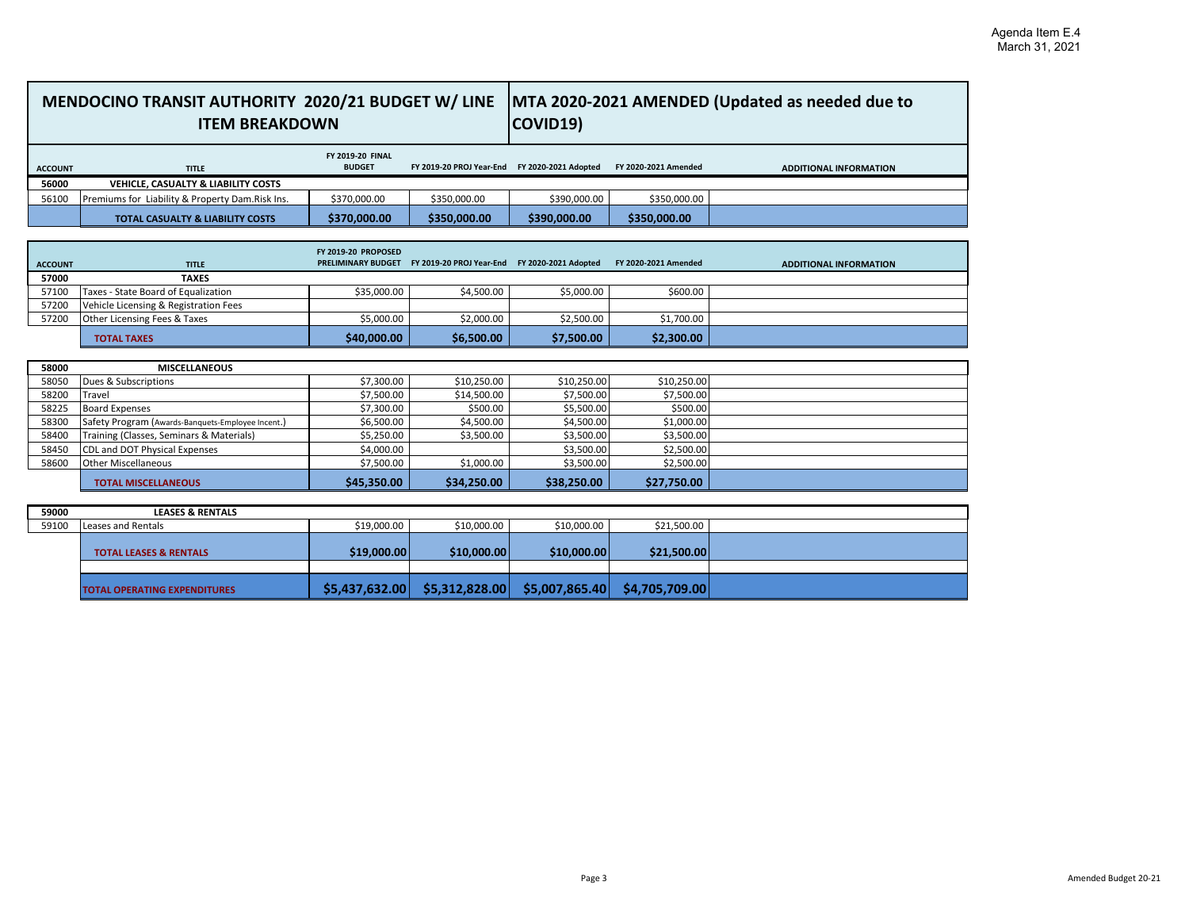Agenda Item E.4
March 31, 2021

# MENDOCINO TRANSIT AUTHORITY 2020/21 BUDGET W/ LINE ITEM BREAKDOWN

# MTA 2020-2021 AMENDED (Updated as needed due to COVID19)

| ACCOUNT | TITLE | FY 2019-20 FINAL BUDGET | FY 2019-20 PROJ Year-End | FY 2020-2021 Adopted | FY 2020-2021 Amended | ADDITIONAL INFORMATION |
|---|---|---|---|---|---|---|
| 56000 | VEHICLE, CASUALTY & LIABILITY COSTS | | | | | |
| 56100 | Premiums for Liability & Property Dam.Risk Ins. | $370,000.00 | $350,000.00 | $390,000.00 | $350,000.00 | |
| | **TOTAL CASUALTY & LIABILITY COSTS** | **$370,000.00** | **$350,000.00** | **$390,000.00** | **$350,000.00** | |

| ACCOUNT | TITLE | FY 2019-20 PROPOSED PRELIMINARY BUDGET | FY 2019-20 PROJ Year-End | FY 2020-2021 Adopted | FY 2020-2021 Amended | ADDITIONAL INFORMATION |
|---|---|---|---|---|---|---|
| 57000 | TAXES | | | | | |
| 57100 | Taxes - State Board of Equalization | $35,000.00 | $4,500.00 | $5,000.00 | $600.00 | |
| 57200 | Vehicle Licensing & Registration Fees | | | | | |
| 57200 | Other Licensing Fees & Taxes | $5,000.00 | $2,000.00 | $2,500.00 | $1,700.00 | |
| | **TOTAL TAXES** | **$40,000.00** | **$6,500.00** | **$7,500.00** | **$2,300.00** | |
| 58000 | MISCELLANEOUS | | | | | |
| 58050 | Dues & Subscriptions | $7,300.00 | $10,250.00 | $10,250.00 | $10,250.00 | |
| 58200 | Travel | $7,500.00 | $14,500.00 | $7,500.00 | $7,500.00 | |
| 58225 | Board Expenses | $7,300.00 | $500.00 | $5,500.00 | $500.00 | |
| 58300 | Safety Program (Awards-Banquets-Employee Incent.) | $6,500.00 | $4,500.00 | $4,500.00 | $1,000.00 | |
| 58400 | Training (Classes, Seminars & Materials) | $5,250.00 | $3,500.00 | $3,500.00 | $3,500.00 | |
| 58450 | CDL and DOT Physical Expenses | $4,000.00 | | $3,500.00 | $2,500.00 | |
| 58600 | Other Miscellaneous | $7,500.00 | $1,000.00 | $3,500.00 | $2,500.00 | |
| | **TOTAL MISCELLANEOUS** | **$45,350.00** | **$34,250.00** | **$38,250.00** | **$27,750.00** | |
| 59000 | LEASES & RENTALS | | | | | |
| 59100 | Leases and Rentals | $19,000.00 | $10,000.00 | $10,000.00 | $21,500.00 | |
| | **TOTAL LEASES & RENTALS** | **$19,000.00** | **$10,000.00** | **$10,000.00** | **$21,500.00** | |
| | **TOTAL OPERATING EXPENDITURES** | **$5,437,632.00** | **$5,312,828.00** | **$5,007,865.40** | **$4,705,709.00** | |

Amended Budget 20-21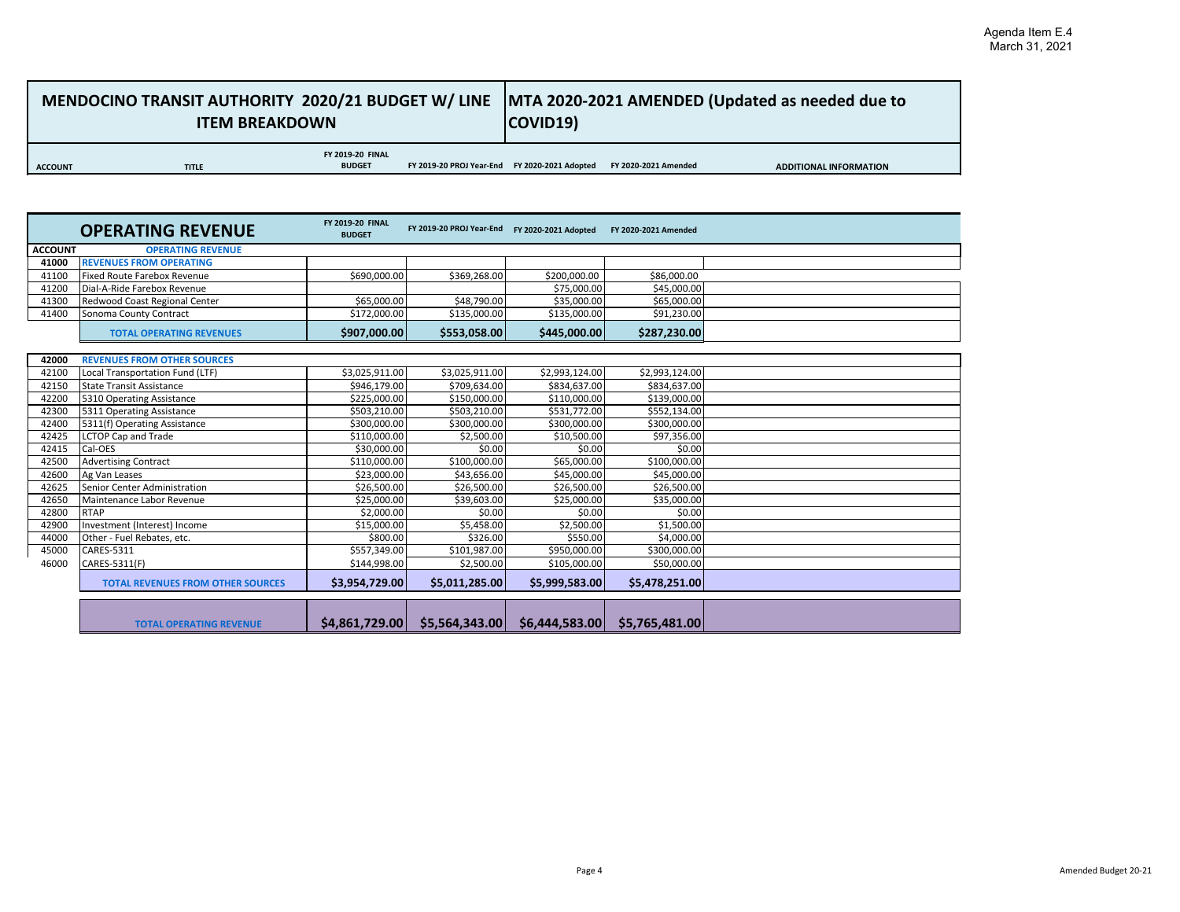Agenda Item E.4
March 31, 2021

# MENDOCINO TRANSIT AUTHORITY 2020/21 BUDGET W/ LINE ITEM BREAKDOWN

## MTA 2020-2021 AMENDED (Updated as needed due to COVID19)

| ACCOUNT | TITLE | FY 2019-20 FINAL BUDGET | FY 2019-20 PROJ Year-End | FY 2020-2021 Adopted | FY 2020-2021 Amended | ADDITIONAL INFORMATION |
|---|---|---|---|---|---|---|

## OPERATING REVENUE

| ACCOUNT | OPERATING REVENUE | FY 2019-20 FINAL BUDGET | FY 2019-20 PROJ Year-End | FY 2020-2021 Adopted | FY 2020-2021 Amended | |
|---|---|---|---|---|---|---|
| **41000** | **REVENUES FROM OPERATING** | | | | | |
| 41100 | Fixed Route Farebox Revenue | $690,000.00 | $369,268.00 | $200,000.00 | $86,000.00 | |
| 41200 | Dial-A-Ride Farebox Revenue | | | $75,000.00 | $45,000.00 | |
| 41300 | Redwood Coast Regional Center | $65,000.00 | $48,790.00 | $35,000.00 | $65,000.00 | |
| 41400 | Sonoma County Contract | $172,000.00 | $135,000.00 | $135,000.00 | $91,230.00 | |
| | **TOTAL OPERATING REVENUES** | **$907,000.00** | **$553,058.00** | **$445,000.00** | **$287,230.00** | |
| **42000** | **REVENUES FROM OTHER SOURCES** | | | | | |
| 42100 | Local Transportation Fund (LTF) | $3,025,911.00 | $3,025,911.00 | $2,993,124.00 | $2,993,124.00 | |
| 42150 | State Transit Assistance | $946,179.00 | $709,634.00 | $834,637.00 | $834,637.00 | |
| 42200 | 5310 Operating Assistance | $225,000.00 | $150,000.00 | $110,000.00 | $139,000.00 | |
| 42300 | 5311 Operating Assistance | $503,210.00 | $503,210.00 | $531,772.00 | $552,134.00 | |
| 42400 | 5311(f) Operating Assistance | $300,000.00 | $300,000.00 | $300,000.00 | $300,000.00 | |
| 42425 | LCTOP Cap and Trade | $110,000.00 | $2,500.00 | $10,500.00 | $97,356.00 | |
| 42415 | Cal-OES | $30,000.00 | $0.00 | $0.00 | $0.00 | |
| 42500 | Advertising Contract | $110,000.00 | $100,000.00 | $65,000.00 | $100,000.00 | |
| 42600 | Ag Van Leases | $23,000.00 | $43,656.00 | $45,000.00 | $45,000.00 | |
| 42625 | Senior Center Administration | $26,500.00 | $26,500.00 | $26,500.00 | $26,500.00 | |
| 42650 | Maintenance Labor Revenue | $25,000.00 | $39,603.00 | $25,000.00 | $35,000.00 | |
| 42800 | RTAP | $2,000.00 | $0.00 | $0.00 | $0.00 | |
| 42900 | Investment (Interest) Income | $15,000.00 | $5,458.00 | $2,500.00 | $1,500.00 | |
| 44000 | Other - Fuel Rebates, etc. | $800.00 | $326.00 | $550.00 | $4,000.00 | |
| 45000 | CARES-5311 | $557,349.00 | $101,987.00 | $950,000.00 | $300,000.00 | |
| 46000 | CARES-5311(F) | $144,998.00 | $2,500.00 | $105,000.00 | $50,000.00 | |
| | **TOTAL REVENUES FROM OTHER SOURCES** | **$3,954,729.00** | **$5,011,285.00** | **$5,999,583.00** | **$5,478,251.00** | |
| | **TOTAL OPERATING REVENUE** | **$4,861,729.00** | **$5,564,343.00** | **$6,444,583.00** | **$5,765,481.00** | |

Amended Budget 20-21